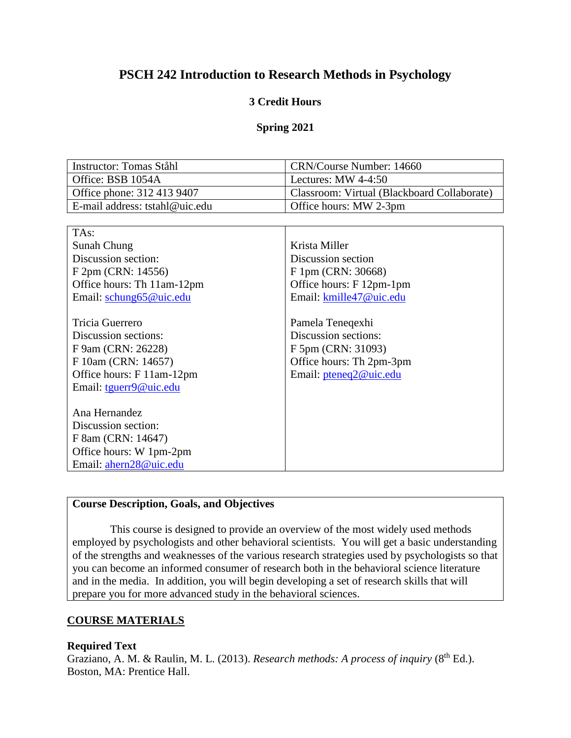# PSCH 242 Introduction to Research Methods in Psychology

**3 Credit Hours**

**Spring 2021**

| Instructor: Tomas Ståhl | CRN/Course Number: 14660 |
|---|---|
| Office: BSB 1054A | Lectures: MW 4-4:50 |
| Office phone: 312 413 9407 | Classroom: Virtual (Blackboard Collaborate) |
| E-mail address: tstahl@uic.edu | Office hours: MW 2-3pm |

| TAs: | |
|---|---|
| Sunah Chung<br>Discussion section:<br>F 2pm (CRN: 14556)<br>Office hours: Th 11am-12pm<br>Email: schung65@uic.edu | Krista Miller<br>Discussion section<br>F 1pm (CRN: 30668)<br>Office hours: F 12pm-1pm<br>Email: kmille47@uic.edu |
| Tricia Guerrero<br>Discussion sections:<br>F 9am (CRN: 26228)<br>F 10am (CRN: 14657)<br>Office hours: F 11am-12pm<br>Email: tguerr9@uic.edu | Pamela Teneqexhi<br>Discussion sections:<br>F 5pm (CRN: 31093)<br>Office hours: Th 2pm-3pm<br>Email: pteneq2@uic.edu |
| Ana Hernandez<br>Discussion section:<br>F 8am (CRN: 14647)<br>Office hours: W 1pm-2pm<br>Email: ahern28@uic.edu | |

**Course Description, Goals, and Objectives**

This course is designed to provide an overview of the most widely used methods employed by psychologists and other behavioral scientists. You will get a basic understanding of the strengths and weaknesses of the various research strategies used by psychologists so that you can become an informed consumer of research both in the behavioral science literature and in the media. In addition, you will begin developing a set of research skills that will prepare you for more advanced study in the behavioral sciences.

## COURSE MATERIALS

**Required Text**

Graziano, A. M. & Raulin, M. L. (2013). *Research methods: A process of inquiry* (8th Ed.). Boston, MA: Prentice Hall.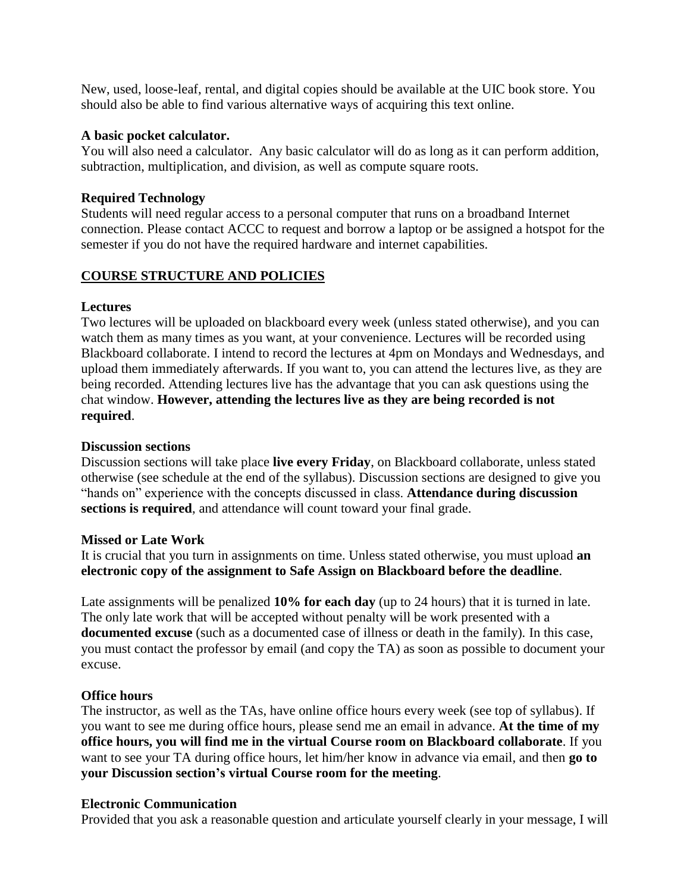New, used, loose-leaf, rental, and digital copies should be available at the UIC book store. You should also be able to find various alternative ways of acquiring this text online.

**A basic pocket calculator.**

You will also need a calculator. Any basic calculator will do as long as it can perform addition, subtraction, multiplication, and division, as well as compute square roots.

**Required Technology**

Students will need regular access to a personal computer that runs on a broadband Internet connection. Please contact ACCC to request and borrow a laptop or be assigned a hotspot for the semester if you do not have the required hardware and internet capabilities.

## COURSE STRUCTURE AND POLICIES

**Lectures**

Two lectures will be uploaded on blackboard every week (unless stated otherwise), and you can watch them as many times as you want, at your convenience. Lectures will be recorded using Blackboard collaborate. I intend to record the lectures at 4pm on Mondays and Wednesdays, and upload them immediately afterwards. If you want to, you can attend the lectures live, as they are being recorded. Attending lectures live has the advantage that you can ask questions using the chat window. **However, attending the lectures live as they are being recorded is not required**.

**Discussion sections**

Discussion sections will take place **live every Friday**, on Blackboard collaborate, unless stated otherwise (see schedule at the end of the syllabus). Discussion sections are designed to give you "hands on" experience with the concepts discussed in class. **Attendance during discussion sections is required**, and attendance will count toward your final grade.

**Missed or Late Work**

It is crucial that you turn in assignments on time. Unless stated otherwise, you must upload **an electronic copy of the assignment to Safe Assign on Blackboard before the deadline**.

Late assignments will be penalized **10% for each day** (up to 24 hours) that it is turned in late. The only late work that will be accepted without penalty will be work presented with a **documented excuse** (such as a documented case of illness or death in the family). In this case, you must contact the professor by email (and copy the TA) as soon as possible to document your excuse.

**Office hours**

The instructor, as well as the TAs, have online office hours every week (see top of syllabus). If you want to see me during office hours, please send me an email in advance. **At the time of my office hours, you will find me in the virtual Course room on Blackboard collaborate**. If you want to see your TA during office hours, let him/her know in advance via email, and then **go to your Discussion section's virtual Course room for the meeting**.

**Electronic Communication**

Provided that you ask a reasonable question and articulate yourself clearly in your message, I will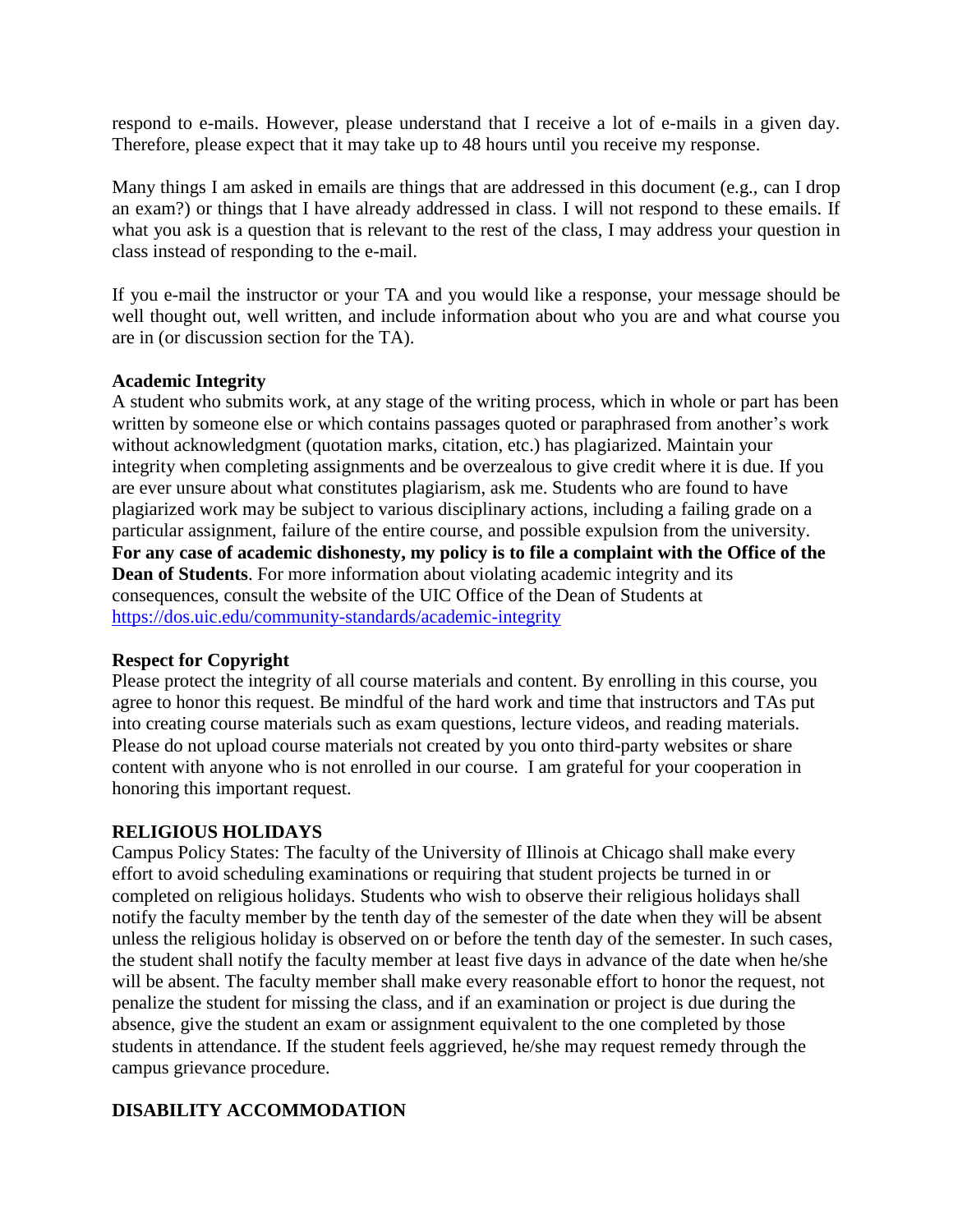respond to e-mails. However, please understand that I receive a lot of e-mails in a given day. Therefore, please expect that it may take up to 48 hours until you receive my response.

Many things I am asked in emails are things that are addressed in this document (e.g., can I drop an exam?) or things that I have already addressed in class. I will not respond to these emails. If what you ask is a question that is relevant to the rest of the class, I may address your question in class instead of responding to the e-mail.

If you e-mail the instructor or your TA and you would like a response, your message should be well thought out, well written, and include information about who you are and what course you are in (or discussion section for the TA).

**Academic Integrity**

A student who submits work, at any stage of the writing process, which in whole or part has been written by someone else or which contains passages quoted or paraphrased from another's work without acknowledgment (quotation marks, citation, etc.) has plagiarized. Maintain your integrity when completing assignments and be overzealous to give credit where it is due. If you are ever unsure about what constitutes plagiarism, ask me. Students who are found to have plagiarized work may be subject to various disciplinary actions, including a failing grade on a particular assignment, failure of the entire course, and possible expulsion from the university. **For any case of academic dishonesty, my policy is to file a complaint with the Office of the Dean of Students**. For more information about violating academic integrity and its consequences, consult the website of the UIC Office of the Dean of Students at https://dos.uic.edu/community-standards/academic-integrity

**Respect for Copyright**

Please protect the integrity of all course materials and content. By enrolling in this course, you agree to honor this request. Be mindful of the hard work and time that instructors and TAs put into creating course materials such as exam questions, lecture videos, and reading materials. Please do not upload course materials not created by you onto third-party websites or share content with anyone who is not enrolled in our course. I am grateful for your cooperation in honoring this important request.

**RELIGIOUS HOLIDAYS**

Campus Policy States: The faculty of the University of Illinois at Chicago shall make every effort to avoid scheduling examinations or requiring that student projects be turned in or completed on religious holidays. Students who wish to observe their religious holidays shall notify the faculty member by the tenth day of the semester of the date when they will be absent unless the religious holiday is observed on or before the tenth day of the semester. In such cases, the student shall notify the faculty member at least five days in advance of the date when he/she will be absent. The faculty member shall make every reasonable effort to honor the request, not penalize the student for missing the class, and if an examination or project is due during the absence, give the student an exam or assignment equivalent to the one completed by those students in attendance. If the student feels aggrieved, he/she may request remedy through the campus grievance procedure.

**DISABILITY ACCOMMODATION**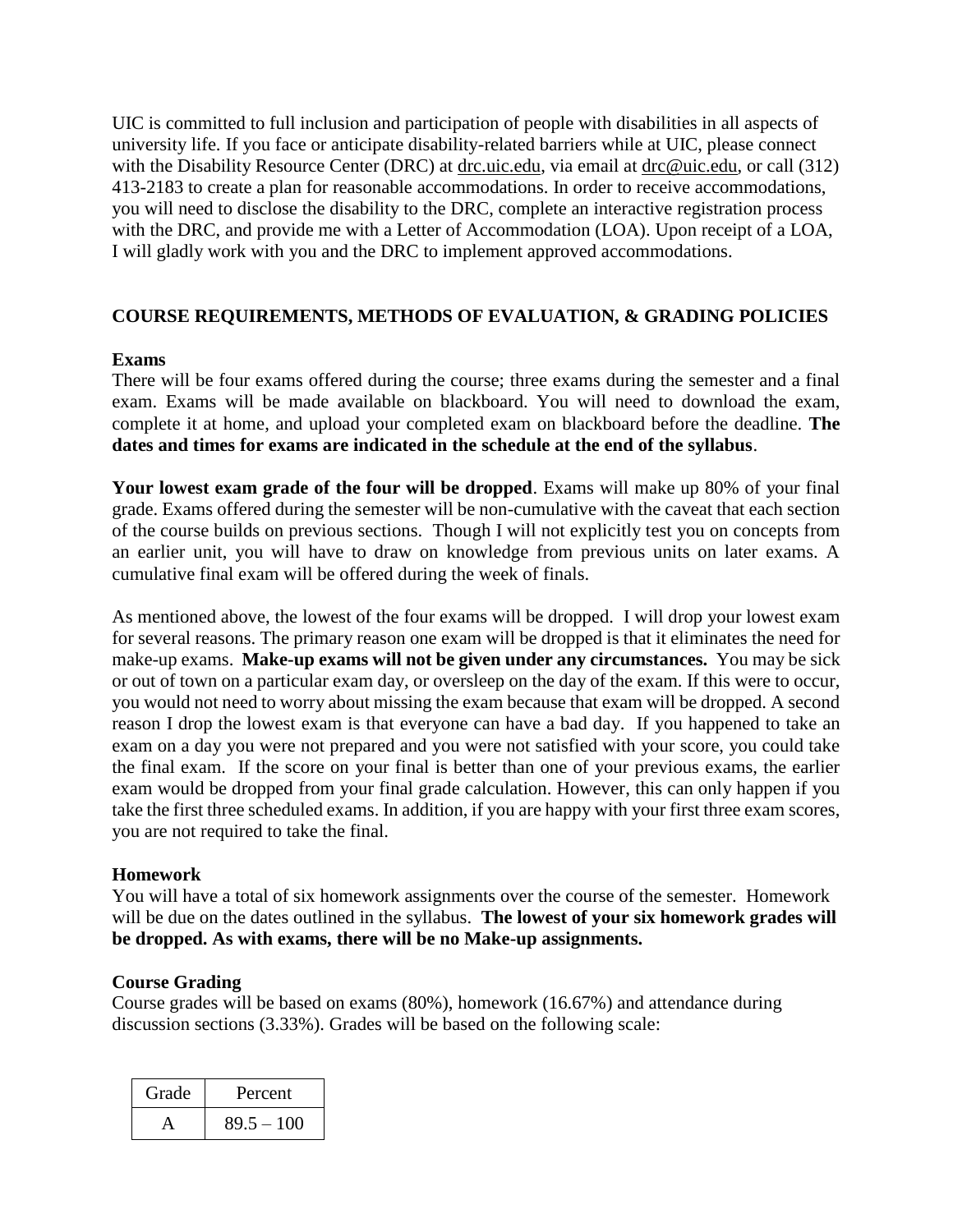UIC is committed to full inclusion and participation of people with disabilities in all aspects of university life. If you face or anticipate disability-related barriers while at UIC, please connect with the Disability Resource Center (DRC) at drc.uic.edu, via email at drc@uic.edu, or call (312) 413-2183 to create a plan for reasonable accommodations. In order to receive accommodations, you will need to disclose the disability to the DRC, complete an interactive registration process with the DRC, and provide me with a Letter of Accommodation (LOA). Upon receipt of a LOA, I will gladly work with you and the DRC to implement approved accommodations.

## COURSE REQUIREMENTS, METHODS OF EVALUATION, & GRADING POLICIES

### Exams

There will be four exams offered during the course; three exams during the semester and a final exam. Exams will be made available on blackboard. You will need to download the exam, complete it at home, and upload your completed exam on blackboard before the deadline. **The dates and times for exams are indicated in the schedule at the end of the syllabus**.

**Your lowest exam grade of the four will be dropped**. Exams will make up 80% of your final grade. Exams offered during the semester will be non-cumulative with the caveat that each section of the course builds on previous sections. Though I will not explicitly test you on concepts from an earlier unit, you will have to draw on knowledge from previous units on later exams. A cumulative final exam will be offered during the week of finals.

As mentioned above, the lowest of the four exams will be dropped. I will drop your lowest exam for several reasons. The primary reason one exam will be dropped is that it eliminates the need for make-up exams. **Make-up exams will not be given under any circumstances.** You may be sick or out of town on a particular exam day, or oversleep on the day of the exam. If this were to occur, you would not need to worry about missing the exam because that exam will be dropped. A second reason I drop the lowest exam is that everyone can have a bad day. If you happened to take an exam on a day you were not prepared and you were not satisfied with your score, you could take the final exam. If the score on your final is better than one of your previous exams, the earlier exam would be dropped from your final grade calculation. However, this can only happen if you take the first three scheduled exams. In addition, if you are happy with your first three exam scores, you are not required to take the final.

### Homework

You will have a total of six homework assignments over the course of the semester. Homework will be due on the dates outlined in the syllabus. **The lowest of your six homework grades will be dropped. As with exams, there will be no Make-up assignments.**

### Course Grading

Course grades will be based on exams (80%), homework (16.67%) and attendance during discussion sections (3.33%). Grades will be based on the following scale:

| Grade | Percent |
|---|---|
| A | 89.5 – 100 |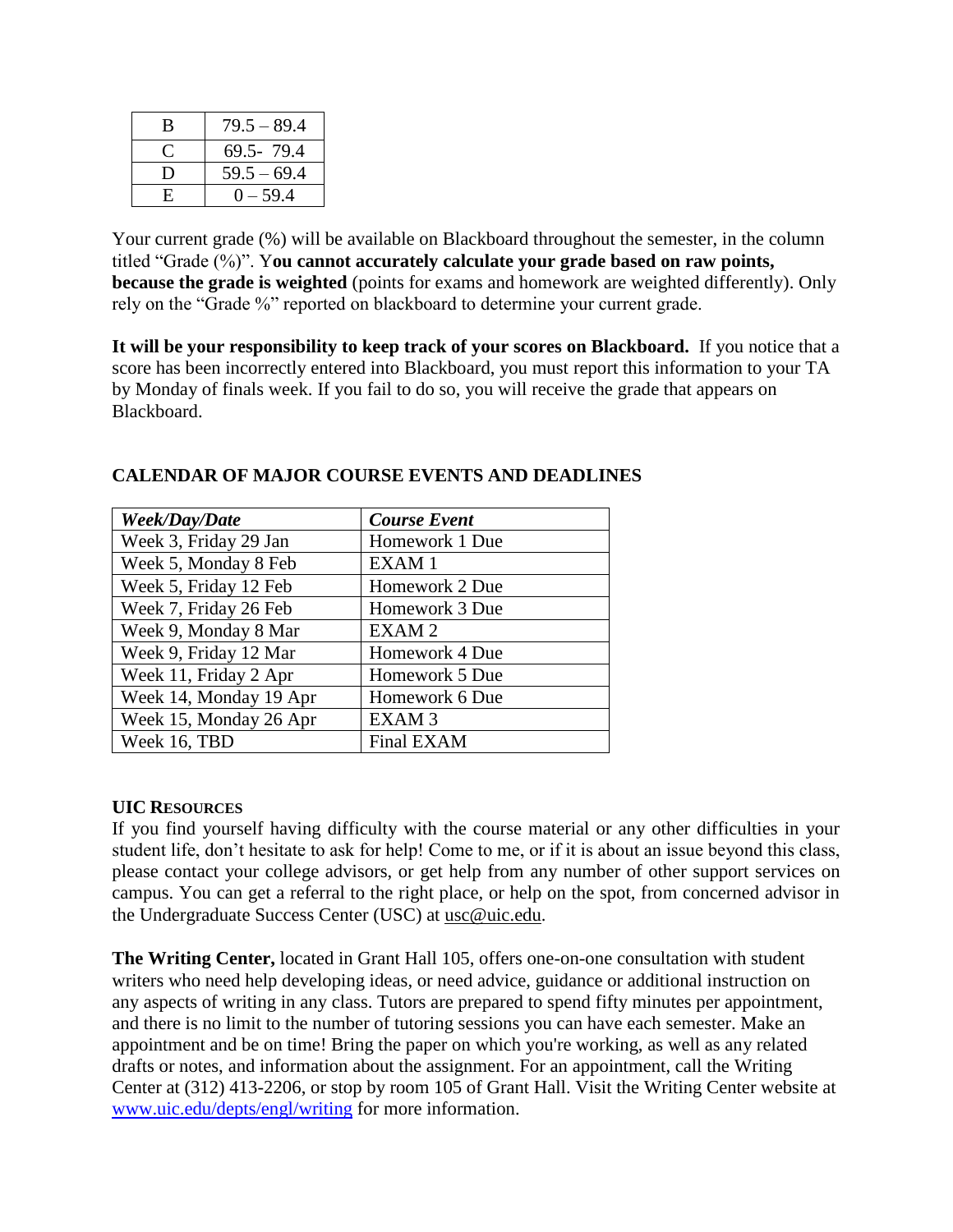| B | 79.5 – 89.4 |
|---|---|
| C | 69.5- 79.4 |
| D | 59.5 – 69.4 |
| E | 0 – 59.4 |

Your current grade (%) will be available on Blackboard throughout the semester, in the column titled "Grade (%)". Y**ou cannot accurately calculate your grade based on raw points, because the grade is weighted** (points for exams and homework are weighted differently). Only rely on the "Grade %" reported on blackboard to determine your current grade.

**It will be your responsibility to keep track of your scores on Blackboard.** If you notice that a score has been incorrectly entered into Blackboard, you must report this information to your TA by Monday of finals week. If you fail to do so, you will receive the grade that appears on Blackboard.

## CALENDAR OF MAJOR COURSE EVENTS AND DEADLINES

| ***Week/Day/Date*** | ***Course Event*** |
|---|---|
| Week 3, Friday 29 Jan | Homework 1 Due |
| Week 5, Monday 8 Feb | EXAM 1 |
| Week 5, Friday 12 Feb | Homework 2 Due |
| Week 7, Friday 26 Feb | Homework 3 Due |
| Week 9, Monday 8 Mar | EXAM 2 |
| Week 9, Friday 12 Mar | Homework 4 Due |
| Week 11, Friday 2 Apr | Homework 5 Due |
| Week 14, Monday 19 Apr | Homework 6 Due |
| Week 15, Monday 26 Apr | EXAM 3 |
| Week 16, TBD | Final EXAM |

### UIC RESOURCES

If you find yourself having difficulty with the course material or any other difficulties in your student life, don't hesitate to ask for help! Come to me, or if it is about an issue beyond this class, please contact your college advisors, or get help from any number of other support services on campus. You can get a referral to the right place, or help on the spot, from concerned advisor in the Undergraduate Success Center (USC) at usc@uic.edu.

**The Writing Center,** located in Grant Hall 105, offers one-on-one consultation with student writers who need help developing ideas, or need advice, guidance or additional instruction on any aspects of writing in any class. Tutors are prepared to spend fifty minutes per appointment, and there is no limit to the number of tutoring sessions you can have each semester. Make an appointment and be on time! Bring the paper on which you're working, as well as any related drafts or notes, and information about the assignment. For an appointment, call the Writing Center at (312) 413-2206, or stop by room 105 of Grant Hall. Visit the Writing Center website at www.uic.edu/depts/engl/writing for more information.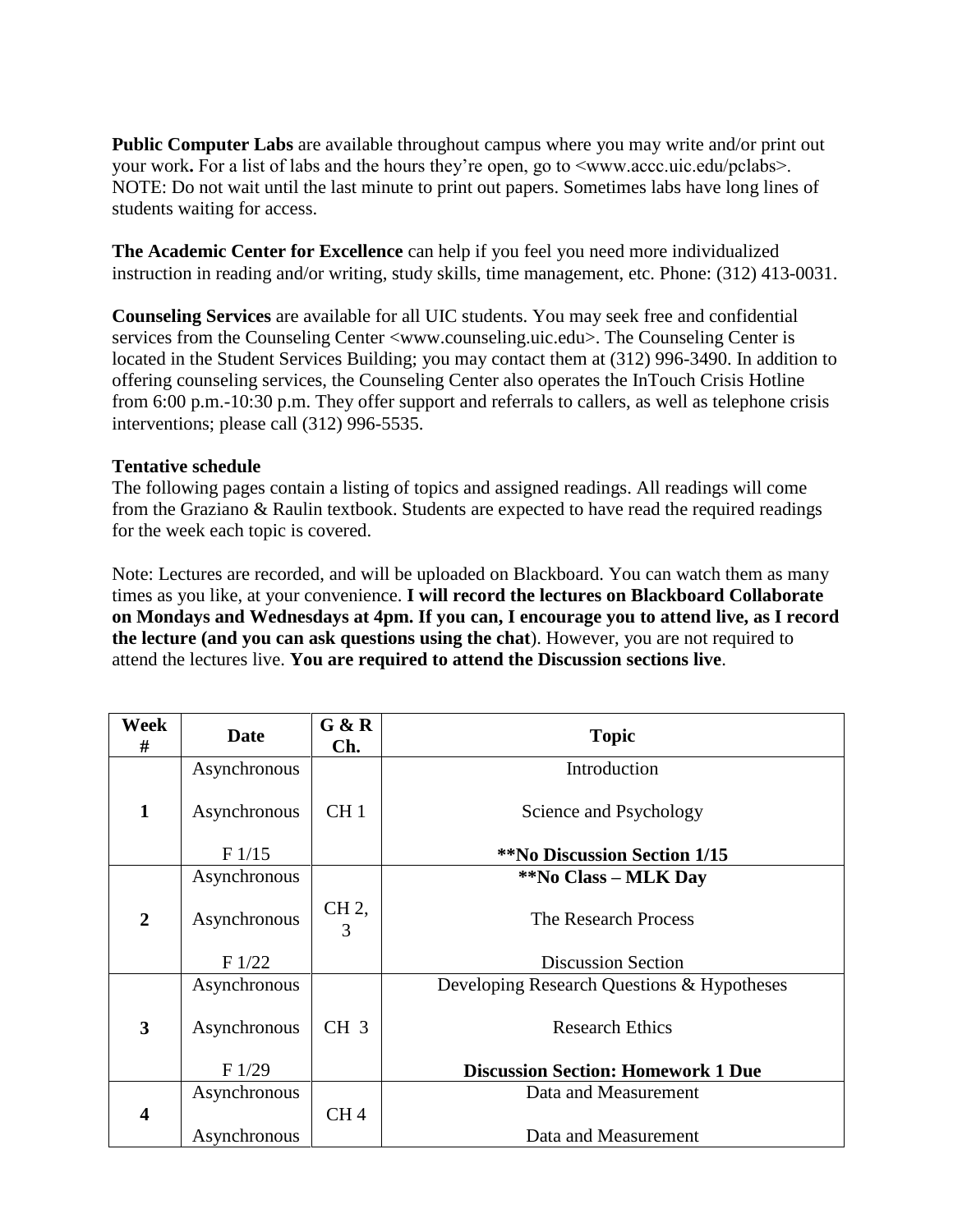**Public Computer Labs** are available throughout campus where you may write and/or print out your work**.** For a list of labs and the hours they're open, go to <www.accc.uic.edu/pclabs>. NOTE: Do not wait until the last minute to print out papers. Sometimes labs have long lines of students waiting for access.

**The Academic Center for Excellence** can help if you feel you need more individualized instruction in reading and/or writing, study skills, time management, etc. Phone: (312) 413-0031.

**Counseling Services** are available for all UIC students. You may seek free and confidential services from the Counseling Center <www.counseling.uic.edu>. The Counseling Center is located in the Student Services Building; you may contact them at (312) 996-3490. In addition to offering counseling services, the Counseling Center also operates the InTouch Crisis Hotline from 6:00 p.m.-10:30 p.m. They offer support and referrals to callers, as well as telephone crisis interventions; please call (312) 996-5535.

**Tentative schedule**

The following pages contain a listing of topics and assigned readings. All readings will come from the Graziano & Raulin textbook. Students are expected to have read the required readings for the week each topic is covered.

Note: Lectures are recorded, and will be uploaded on Blackboard. You can watch them as many times as you like, at your convenience. **I will record the lectures on Blackboard Collaborate on Mondays and Wednesdays at 4pm. If you can, I encourage you to attend live, as I record the lecture (and you can ask questions using the chat**). However, you are not required to attend the lectures live. **You are required to attend the Discussion sections live**.

| Week # | Date | G & R Ch. | Topic |
|---|---|---|---|
| 1 | Asynchronous | CH 1 | Introduction |
| | Asynchronous | | Science and Psychology |
| | F 1/15 | | **\*\*No Discussion Section 1/15** |
| 2 | Asynchronous | CH 2, 3 | **\*\*No Class – MLK Day** |
| | Asynchronous | | The Research Process |
| | F 1/22 | | Discussion Section |
| 3 | Asynchronous | CH 3 | Developing Research Questions & Hypotheses |
| | Asynchronous | | Research Ethics |
| | F 1/29 | | **Discussion Section: Homework 1 Due** |
| 4 | Asynchronous | CH 4 | Data and Measurement |
| | Asynchronous | | Data and Measurement |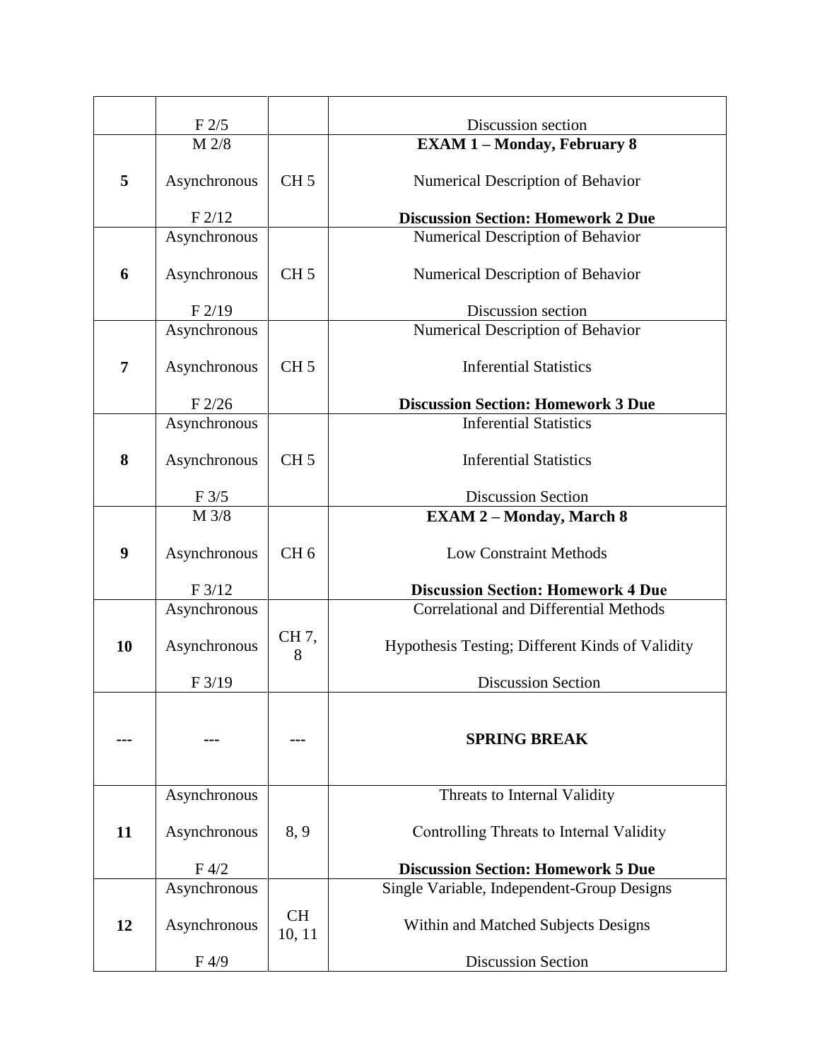| | | | |
|---|---|---|---|
| | F 2/5 | | Discussion section |
| 5 | M 2/8<br><br>Asynchronous<br><br>F 2/12 | CH 5 | **EXAM 1 – Monday, February 8**<br><br>Numerical Description of Behavior<br><br>**Discussion Section: Homework 2 Due** |
| 6 | Asynchronous<br><br>Asynchronous<br><br>F 2/19 | CH 5 | Numerical Description of Behavior<br><br>Numerical Description of Behavior<br><br>Discussion section |
| 7 | Asynchronous<br><br>Asynchronous<br><br>F 2/26 | CH 5 | Numerical Description of Behavior<br><br>Inferential Statistics<br><br>**Discussion Section: Homework 3 Due** |
| 8 | Asynchronous<br><br>Asynchronous<br><br>F 3/5 | CH 5 | Inferential Statistics<br><br>Inferential Statistics<br><br>Discussion Section |
| 9 | M 3/8<br><br>Asynchronous<br><br>F 3/12 | CH 6 | **EXAM 2 – Monday, March 8**<br><br>Low Constraint Methods<br><br>**Discussion Section: Homework 4 Due** |
| 10 | Asynchronous<br><br>Asynchronous<br><br>F 3/19 | CH 7, 8 | Correlational and Differential Methods<br><br>Hypothesis Testing; Different Kinds of Validity<br><br>Discussion Section |
| --- | --- | --- | **SPRING BREAK** |
| 11 | Asynchronous<br><br>Asynchronous<br><br>F 4/2 | 8, 9 | Threats to Internal Validity<br><br>Controlling Threats to Internal Validity<br><br>**Discussion Section: Homework 5 Due** |
| 12 | Asynchronous<br><br>Asynchronous<br><br>F 4/9 | CH 10, 11 | Single Variable, Independent-Group Designs<br><br>Within and Matched Subjects Designs<br><br>Discussion Section |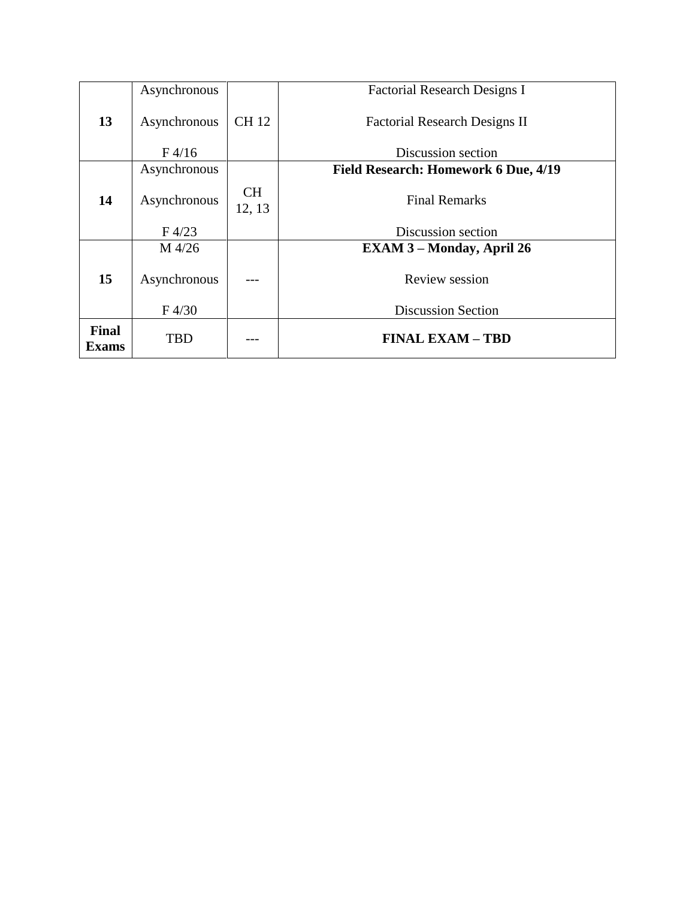| | | | |
|---|---|---|---|
| **13** | Asynchronous<br><br>Asynchronous<br><br>F 4/16 | CH 12 | Factorial Research Designs I<br><br>Factorial Research Designs II<br><br>Discussion section |
| **14** | Asynchronous<br><br>Asynchronous<br><br>F 4/23 | CH 12, 13 | **Field Research: Homework 6 Due, 4/19**<br><br>Final Remarks<br><br>Discussion section |
| **15** | M 4/26<br><br>Asynchronous<br><br>F 4/30 | --- | **EXAM 3 – Monday, April 26**<br><br>Review session<br><br>Discussion Section |
| **Final Exams** | TBD | --- | **FINAL EXAM – TBD** |